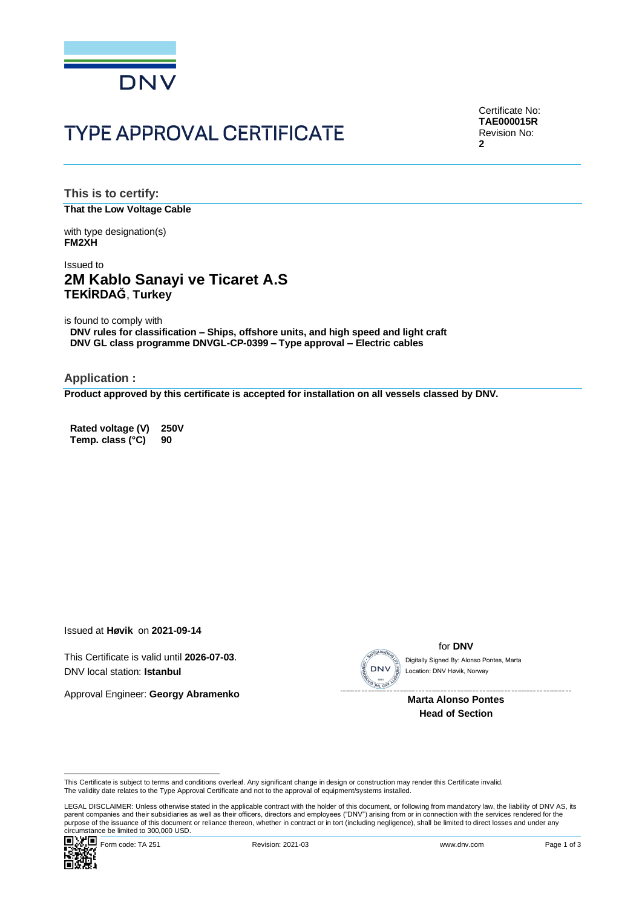# TYPE APPROVAL CERTIFICATE

Certificate No:
**TAE000015R**
Revision No:
**2**

## This is to certify:

**That the Low Voltage Cable**

with type designation(s)
**FM2XH**

Issued to
## 2M Kablo Sanayi ve Ticaret A.S
**TEKİRDAĞ**, **Turkey**

is found to comply with
**DNV rules for classification – Ships, offshore units, and high speed and light craft**
**DNV GL class programme DNVGL-CP-0399 – Type approval – Electric cables**

## Application :

**Product approved by this certificate is accepted for installation on all vessels classed by DNV.**

| | |
|---|---|
| **Rated voltage (V)** | **250V** |
| **Temp. class (°C)** | **90** |

Issued at **Høvik** on **2021-09-14**

This Certificate is valid until **2026-07-03**.
DNV local station: **Istanbul**

Approval Engineer: **Georgy Abramenko**

for **DNV**
Digitally Signed By: Alonso Pontes, Marta
Location: DNV Høvik, Norway

**Marta Alonso Pontes**
**Head of Section**

This Certificate is subject to terms and conditions overleaf. Any significant change in design or construction may render this Certificate invalid.
The validity date relates to the Type Approval Certificate and not to the approval of equipment/systems installed.

LEGAL DISCLAIMER: Unless otherwise stated in the applicable contract with the holder of this document, or following from mandatory law, the liability of DNV AS, its parent companies and their subsidiaries as well as their officers, directors and employees ("DNV") arising from or in connection with the services rendered for the purpose of the issuance of this document or reliance thereon, whether in contract or in tort (including negligence), shall be limited to direct losses and under any circumstance be limited to 300,000 USD.

Form code: TA 251 Revision: 2021-03 www.dnv.com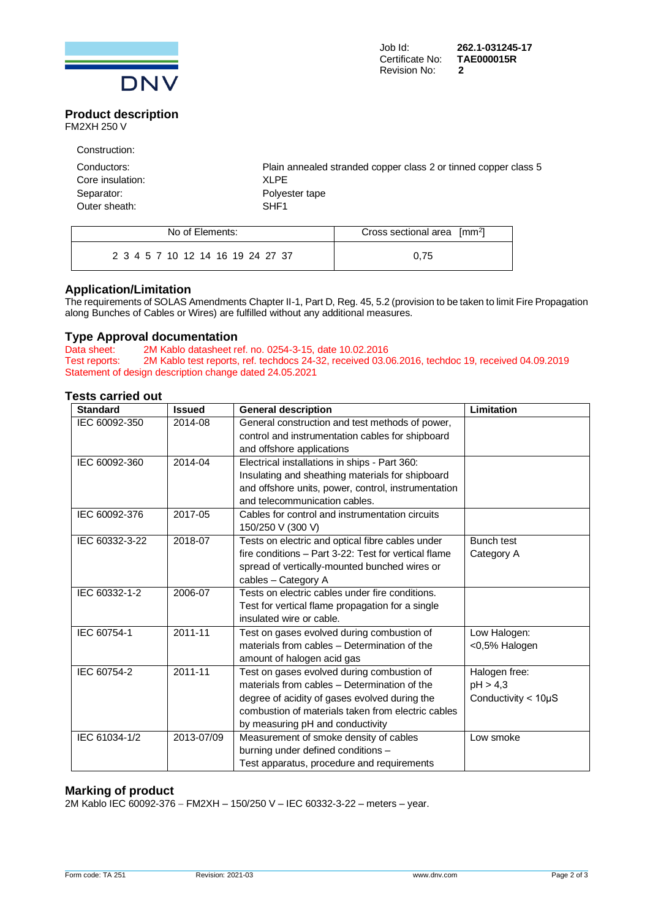Job Id: **262.1-031245-17**
Certificate No: **TAE000015R**
Revision No: **2**

## Product description

FM2XH 250 V

Construction:

| | |
|---|---|
| Conductors: | Plain annealed stranded copper class 2 or tinned copper class 5 |
| Core insulation: | XLPE |
| Separator: | Polyester tape |
| Outer sheath: | SHF1 |

| No of Elements: | Cross sectional area [mm$^2$] |
|---|---|
| 2 3 4 5 7 10 12 14 16 19 24 27 37 | 0,75 |

## Application/Limitation

The requirements of SOLAS Amendments Chapter II-1, Part D, Reg. 45, 5.2 (provision to be taken to limit Fire Propagation along Bunches of Cables or Wires) are fulfilled without any additional measures.

## Type Approval documentation

Data sheet: 2M Kablo datasheet ref. no. 0254-3-15, date 10.02.2016
Test reports: 2M Kablo test reports, ref. techdocs 24-32, received 03.06.2016, techdoc 19, received 04.09.2019
Statement of design description change dated 24.05.2021

## Tests carried out

| Standard | Issued | General description | Limitation |
|---|---|---|---|
| IEC 60092-350 | 2014-08 | General construction and test methods of power, control and instrumentation cables for shipboard and offshore applications | |
| IEC 60092-360 | 2014-04 | Electrical installations in ships - Part 360: Insulating and sheathing materials for shipboard and offshore units, power, control, instrumentation and telecommunication cables. | |
| IEC 60092-376 | 2017-05 | Cables for control and instrumentation circuits 150/250 V (300 V) | |
| IEC 60332-3-22 | 2018-07 | Tests on electric and optical fibre cables under fire conditions – Part 3-22: Test for vertical flame spread of vertically-mounted bunched wires or cables – Category A | Bunch test Category A |
| IEC 60332-1-2 | 2006-07 | Tests on electric cables under fire conditions. Test for vertical flame propagation for a single insulated wire or cable. | |
| IEC 60754-1 | 2011-11 | Test on gases evolved during combustion of materials from cables – Determination of the amount of halogen acid gas | Low Halogen: <0,5% Halogen |
| IEC 60754-2 | 2011-11 | Test on gases evolved during combustion of materials from cables – Determination of the degree of acidity of gases evolved during the combustion of materials taken from electric cables by measuring pH and conductivity | Halogen free: pH > 4,3 Conductivity < 10µS |
| IEC 61034-1/2 | 2013-07/09 | Measurement of smoke density of cables burning under defined conditions – Test apparatus, procedure and requirements | Low smoke |

## Marking of product

2M Kablo IEC 60092-376 – FM2XH – 150/250 V – IEC 60332-3-22 – meters – year.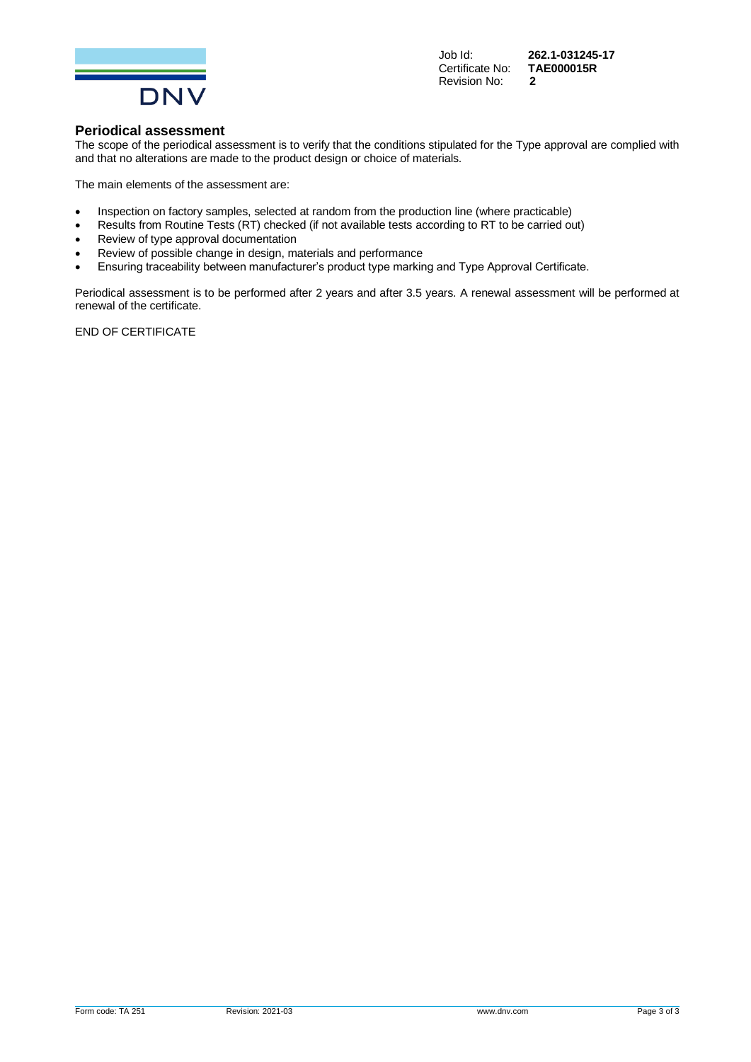Job Id: **262.1-031245-17**
Certificate No: **TAE000015R**
Revision No: **2**

## Periodical assessment

The scope of the periodical assessment is to verify that the conditions stipulated for the Type approval are complied with and that no alterations are made to the product design or choice of materials.

The main elements of the assessment are:

- Inspection on factory samples, selected at random from the production line (where practicable)
- Results from Routine Tests (RT) checked (if not available tests according to RT to be carried out)
- Review of type approval documentation
- Review of possible change in design, materials and performance
- Ensuring traceability between manufacturer's product type marking and Type Approval Certificate.

Periodical assessment is to be performed after 2 years and after 3.5 years. A renewal assessment will be performed at renewal of the certificate.

END OF CERTIFICATE